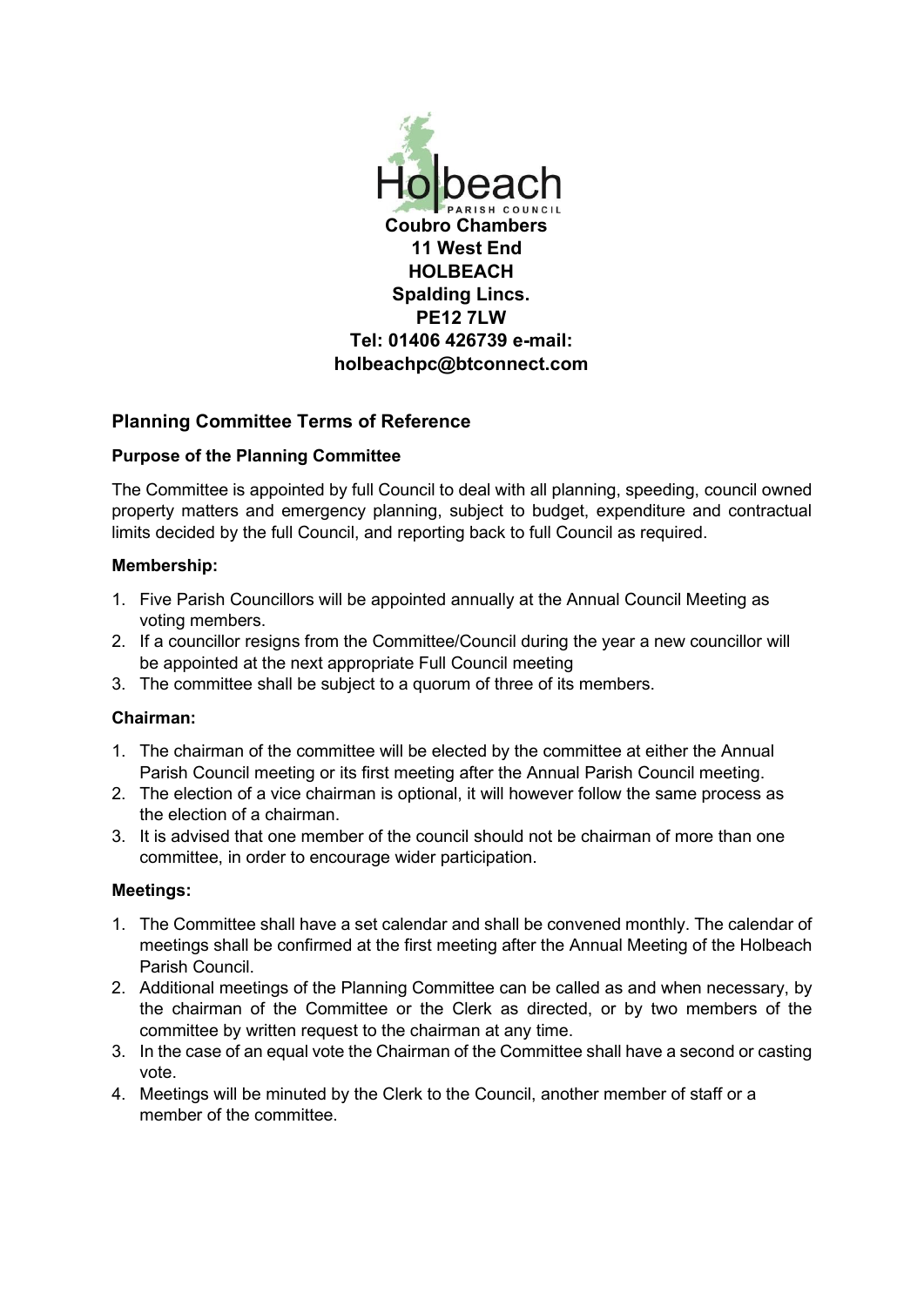**Holbeach PARISH COUNCIL**

**Coubro Chambers**
**11 West End**
**HOLBEACH**
**Spalding Lincs.**
**PE12 7LW**
**Tel: 01406 426739 e-mail:**
**holbeachpc@btconnect.com**

## Planning Committee Terms of Reference

### Purpose of the Planning Committee

The Committee is appointed by full Council to deal with all planning, speeding, council owned property matters and emergency planning, subject to budget, expenditure and contractual limits decided by the full Council, and reporting back to full Council as required.

### Membership:

1. Five Parish Councillors will be appointed annually at the Annual Council Meeting as voting members.
2. If a councillor resigns from the Committee/Council during the year a new councillor will be appointed at the next appropriate Full Council meeting
3. The committee shall be subject to a quorum of three of its members.

### Chairman:

1. The chairman of the committee will be elected by the committee at either the Annual Parish Council meeting or its first meeting after the Annual Parish Council meeting.
2. The election of a vice chairman is optional, it will however follow the same process as the election of a chairman.
3. It is advised that one member of the council should not be chairman of more than one committee, in order to encourage wider participation.

### Meetings:

1. The Committee shall have a set calendar and shall be convened monthly. The calendar of meetings shall be confirmed at the first meeting after the Annual Meeting of the Holbeach Parish Council.
2. Additional meetings of the Planning Committee can be called as and when necessary, by the chairman of the Committee or the Clerk as directed, or by two members of the committee by written request to the chairman at any time.
3. In the case of an equal vote the Chairman of the Committee shall have a second or casting vote.
4. Meetings will be minuted by the Clerk to the Council, another member of staff or a member of the committee.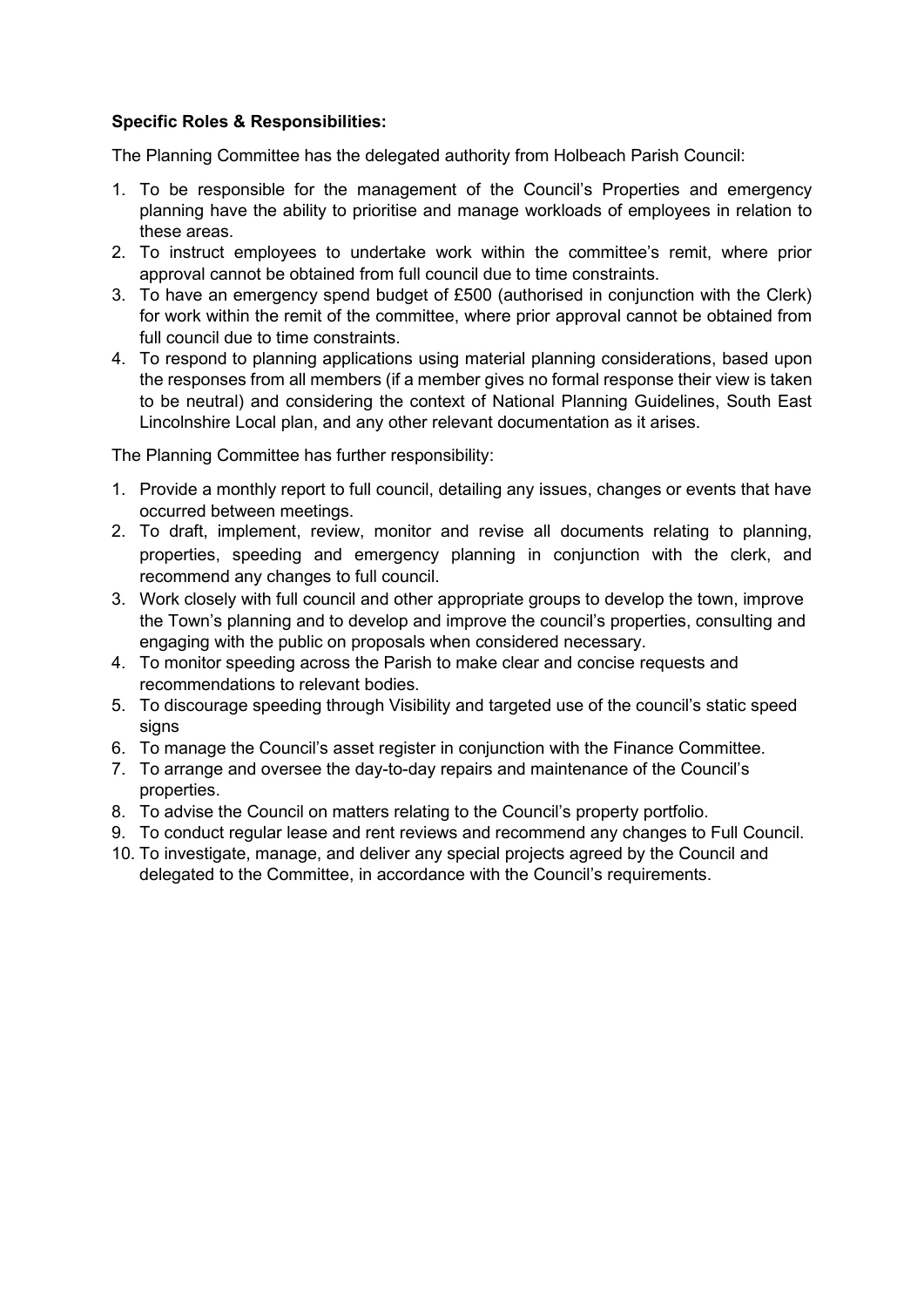**Specific Roles & Responsibilities:**

The Planning Committee has the delegated authority from Holbeach Parish Council:

1. To be responsible for the management of the Council's Properties and emergency planning have the ability to prioritise and manage workloads of employees in relation to these areas.
2. To instruct employees to undertake work within the committee's remit, where prior approval cannot be obtained from full council due to time constraints.
3. To have an emergency spend budget of £500 (authorised in conjunction with the Clerk) for work within the remit of the committee, where prior approval cannot be obtained from full council due to time constraints.
4. To respond to planning applications using material planning considerations, based upon the responses from all members (if a member gives no formal response their view is taken to be neutral) and considering the context of National Planning Guidelines, South East Lincolnshire Local plan, and any other relevant documentation as it arises.

The Planning Committee has further responsibility:

1. Provide a monthly report to full council, detailing any issues, changes or events that have occurred between meetings.
2. To draft, implement, review, monitor and revise all documents relating to planning, properties, speeding and emergency planning in conjunction with the clerk, and recommend any changes to full council.
3. Work closely with full council and other appropriate groups to develop the town, improve the Town's planning and to develop and improve the council's properties, consulting and engaging with the public on proposals when considered necessary.
4. To monitor speeding across the Parish to make clear and concise requests and recommendations to relevant bodies.
5. To discourage speeding through Visibility and targeted use of the council's static speed signs
6. To manage the Council's asset register in conjunction with the Finance Committee.
7. To arrange and oversee the day-to-day repairs and maintenance of the Council's properties.
8. To advise the Council on matters relating to the Council's property portfolio.
9. To conduct regular lease and rent reviews and recommend any changes to Full Council.
10. To investigate, manage, and deliver any special projects agreed by the Council and delegated to the Committee, in accordance with the Council's requirements.